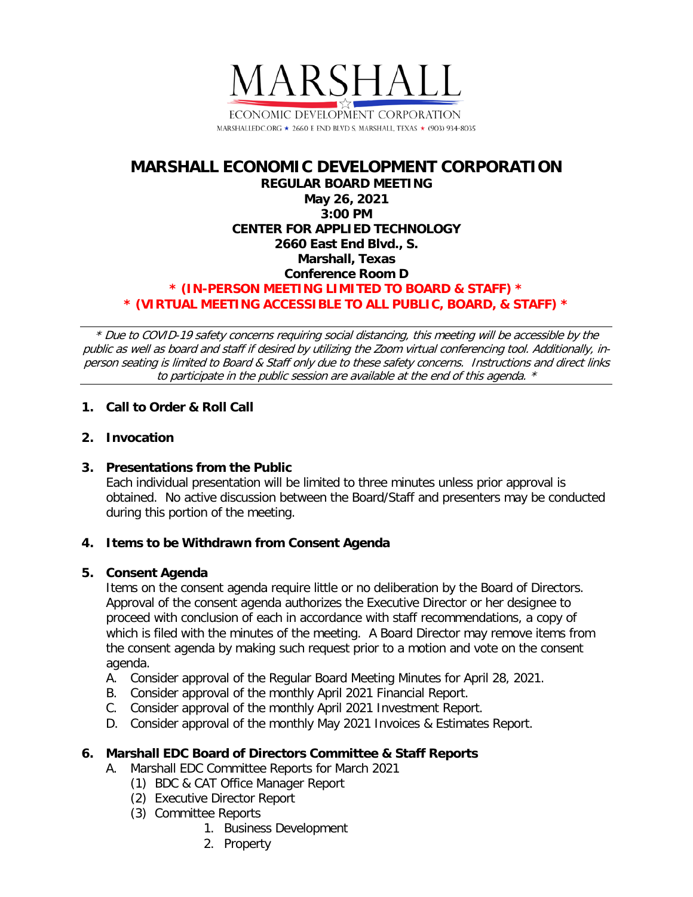MARSHALL

ECONOMIC DEVELOPMENT CORPORATION

MARSHALLEDC.ORG ★ 2660 E END BLVD S. MARSHALL, TEXAS ★ (903) 934-8035

# MARSHALL ECONOMIC DEVELOPMENT CORPORATION

**REGULAR BOARD MEETING**
**May 26, 2021**
**3:00 PM**
**CENTER FOR APPLIED TECHNOLOGY**
**2660 East End Blvd., S.**
**Marshall, Texas**
**Conference Room D**

**\* (IN-PERSON MEETING LIMITED TO BOARD & STAFF) \***
**\* (VIRTUAL MEETING ACCESSIBLE TO ALL PUBLIC, BOARD, & STAFF) \***

---

*\* Due to COVID-19 safety concerns requiring social distancing, this meeting will be accessible by the public as well as board and staff if desired by utilizing the Zoom virtual conferencing tool. Additionally, in-person seating is limited to Board & Staff only due to these safety concerns. Instructions and direct links to participate in the public session are available at the end of this agenda. \**

---

**1. Call to Order & Roll Call**

**2. Invocation**

**3. Presentations from the Public**

Each individual presentation will be limited to three minutes unless prior approval is obtained. No active discussion between the Board/Staff and presenters may be conducted during this portion of the meeting.

**4. Items to be Withdrawn from Consent Agenda**

**5. Consent Agenda**

Items on the consent agenda require little or no deliberation by the Board of Directors. Approval of the consent agenda authorizes the Executive Director or her designee to proceed with conclusion of each in accordance with staff recommendations, a copy of which is filed with the minutes of the meeting. A Board Director may remove items from the consent agenda by making such request prior to a motion and vote on the consent agenda.

A. Consider approval of the Regular Board Meeting Minutes for April 28, 2021.
B. Consider approval of the monthly April 2021 Financial Report.
C. Consider approval of the monthly April 2021 Investment Report.
D. Consider approval of the monthly May 2021 Invoices & Estimates Report.

**6. Marshall EDC Board of Directors Committee & Staff Reports**

A. Marshall EDC Committee Reports for March 2021
  (1) BDC & CAT Office Manager Report
  (2) Executive Director Report
  (3) Committee Reports
    1. Business Development
    2. Property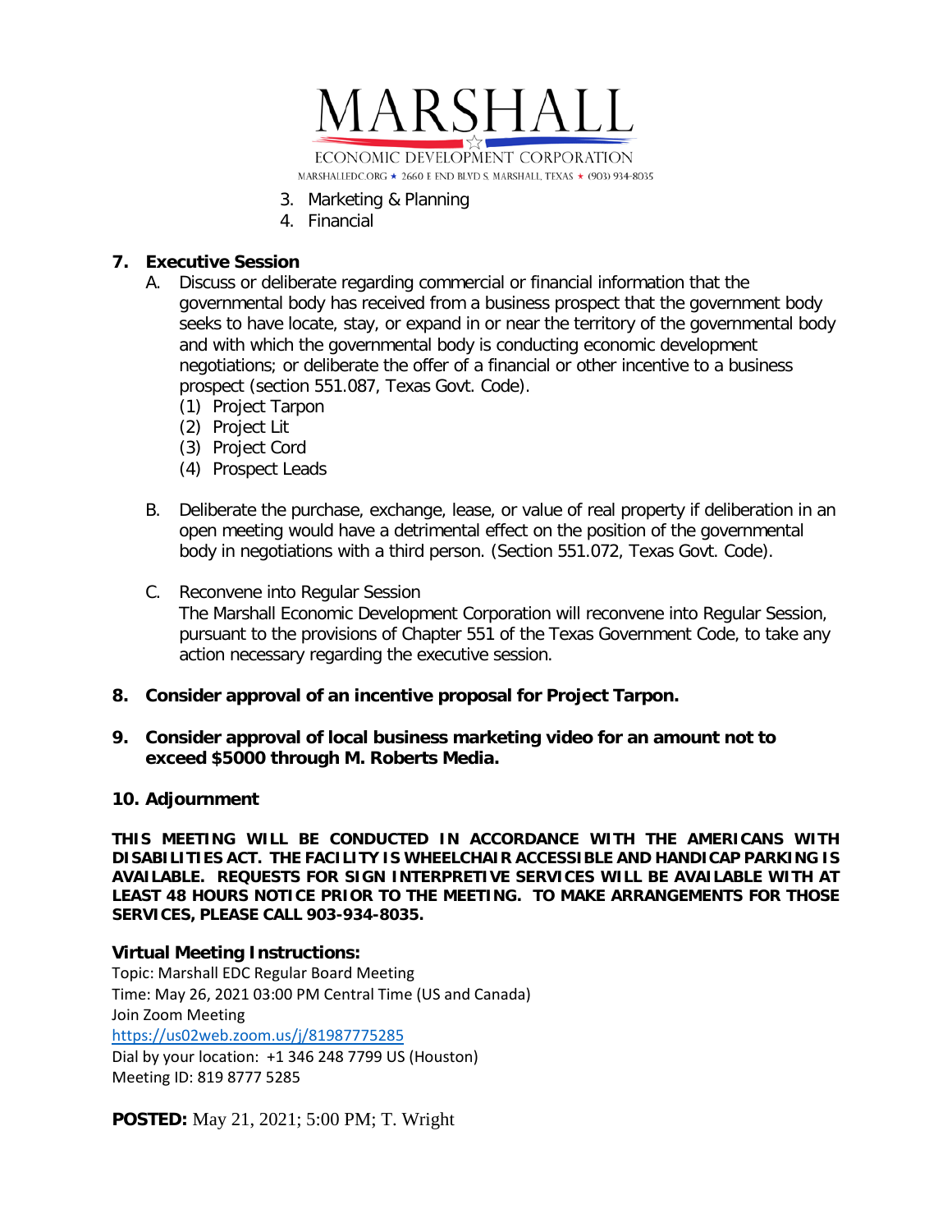3. Marketing & Planning
4. Financial

**7. Executive Session**

A. Discuss or deliberate regarding commercial or financial information that the governmental body has received from a business prospect that the government body seeks to have locate, stay, or expand in or near the territory of the governmental body and with which the governmental body is conducting economic development negotiations; or deliberate the offer of a financial or other incentive to a business prospect (section 551.087, Texas Govt. Code).
   (1) Project Tarpon
   (2) Project Lit
   (3) Project Cord
   (4) Prospect Leads

B. Deliberate the purchase, exchange, lease, or value of real property if deliberation in an open meeting would have a detrimental effect on the position of the governmental body in negotiations with a third person. (Section 551.072, Texas Govt. Code).

C. Reconvene into Regular Session
The Marshall Economic Development Corporation will reconvene into Regular Session, pursuant to the provisions of Chapter 551 of the Texas Government Code, to take any action necessary regarding the executive session.

**8. Consider approval of an incentive proposal for Project Tarpon.**

**9. Consider approval of local business marketing video for an amount not to exceed $5000 through M. Roberts Media.**

**10. Adjournment**

**THIS MEETING WILL BE CONDUCTED IN ACCORDANCE WITH THE AMERICANS WITH DISABILITIES ACT. THE FACILITY IS WHEELCHAIR ACCESSIBLE AND HANDICAP PARKING IS AVAILABLE. REQUESTS FOR SIGN INTERPRETIVE SERVICES WILL BE AVAILABLE WITH AT LEAST 48 HOURS NOTICE PRIOR TO THE MEETING. TO MAKE ARRANGEMENTS FOR THOSE SERVICES, PLEASE CALL 903-934-8035.**

**Virtual Meeting Instructions:**
Topic: Marshall EDC Regular Board Meeting
Time: May 26, 2021 03:00 PM Central Time (US and Canada)
Join Zoom Meeting
https://us02web.zoom.us/j/81987775285
Dial by your location: +1 346 248 7799 US (Houston)
Meeting ID: 819 8777 5285

**POSTED:** May 21, 2021; 5:00 PM; T. Wright